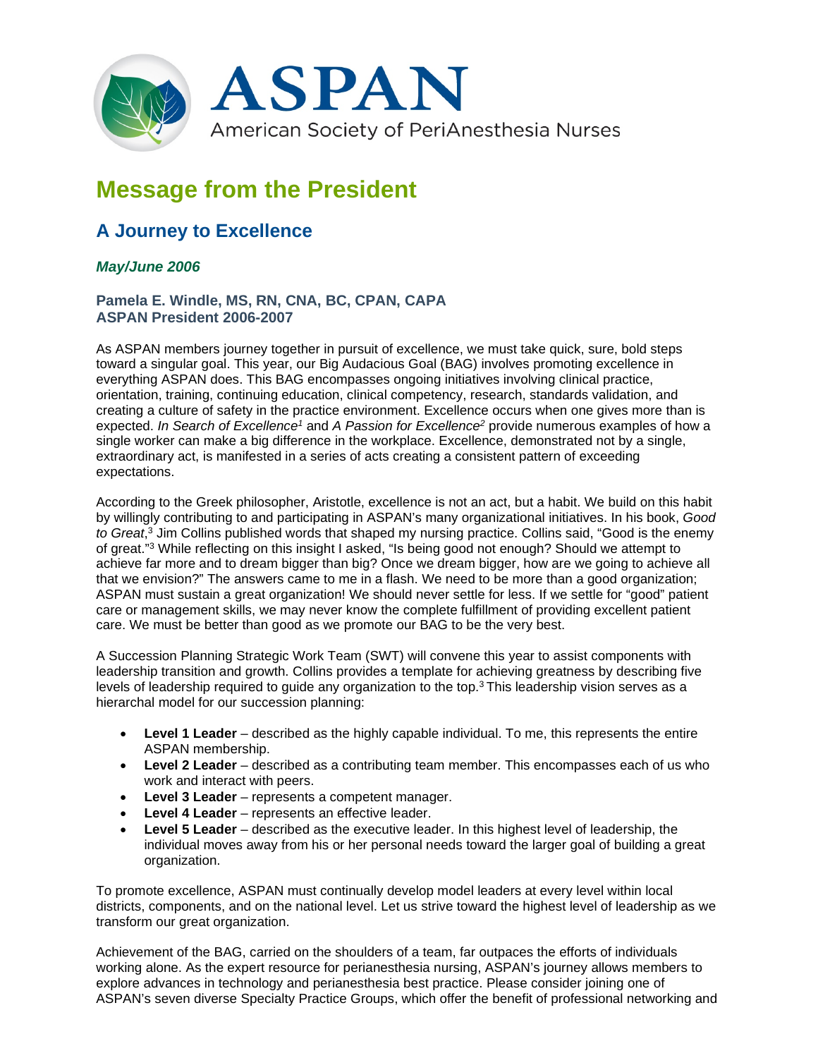ASPAN

American Society of PeriAnesthesia Nurses

# Message from the President

## A Journey to Excellence

***May/June 2006***

**Pamela E. Windle, MS, RN, CNA, BC, CPAN, CAPA**
**ASPAN President 2006-2007**

As ASPAN members journey together in pursuit of excellence, we must take quick, sure, bold steps toward a singular goal. This year, our Big Audacious Goal (BAG) involves promoting excellence in everything ASPAN does. This BAG encompasses ongoing initiatives involving clinical practice, orientation, training, continuing education, clinical competency, research, standards validation, and creating a culture of safety in the practice environment. Excellence occurs when one gives more than is expected. *In Search of Excellence*[1] and *A Passion for Excellence*[2] provide numerous examples of how a single worker can make a big difference in the workplace. Excellence, demonstrated not by a single, extraordinary act, is manifested in a series of acts creating a consistent pattern of exceeding expectations.

According to the Greek philosopher, Aristotle, excellence is not an act, but a habit. We build on this habit by willingly contributing to and participating in ASPAN's many organizational initiatives. In his book, *Good to Great*,[3] Jim Collins published words that shaped my nursing practice. Collins said, "Good is the enemy of great."[3] While reflecting on this insight I asked, "Is being good not enough? Should we attempt to achieve far more and to dream bigger than big? Once we dream bigger, how are we going to achieve all that we envision?" The answers came to me in a flash. We need to be more than a good organization; ASPAN must sustain a great organization! We should never settle for less. If we settle for "good" patient care or management skills, we may never know the complete fulfillment of providing excellent patient care. We must be better than good as we promote our BAG to be the very best.

A Succession Planning Strategic Work Team (SWT) will convene this year to assist components with leadership transition and growth. Collins provides a template for achieving greatness by describing five levels of leadership required to guide any organization to the top.[3] This leadership vision serves as a hierarchal model for our succession planning:

- **Level 1 Leader** – described as the highly capable individual. To me, this represents the entire ASPAN membership.
- **Level 2 Leader** – described as a contributing team member. This encompasses each of us who work and interact with peers.
- **Level 3 Leader** – represents a competent manager.
- **Level 4 Leader** – represents an effective leader.
- **Level 5 Leader** – described as the executive leader. In this highest level of leadership, the individual moves away from his or her personal needs toward the larger goal of building a great organization.

To promote excellence, ASPAN must continually develop model leaders at every level within local districts, components, and on the national level. Let us strive toward the highest level of leadership as we transform our great organization.

Achievement of the BAG, carried on the shoulders of a team, far outpaces the efforts of individuals working alone. As the expert resource for perianesthesia nursing, ASPAN's journey allows members to explore advances in technology and perianesthesia best practice. Please consider joining one of ASPAN's seven diverse Specialty Practice Groups, which offer the benefit of professional networking and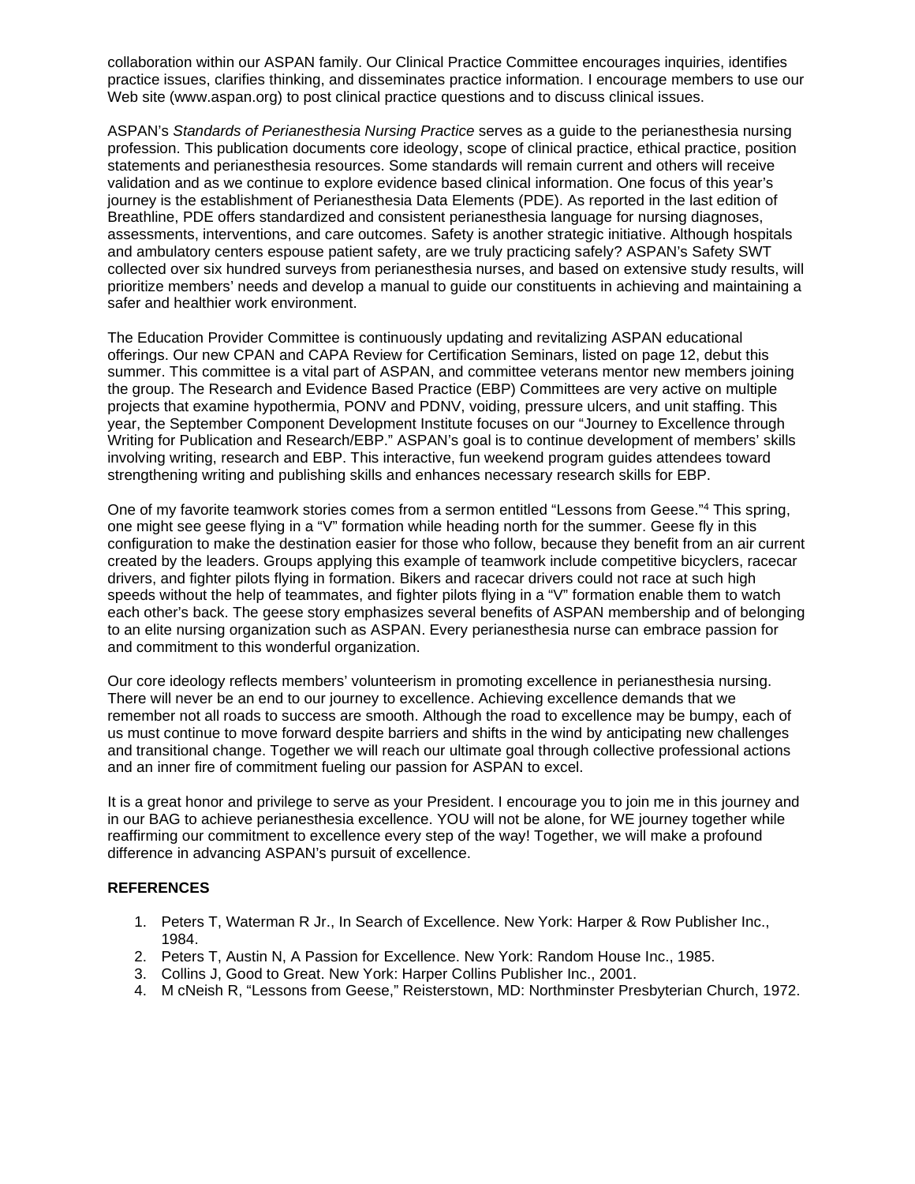collaboration within our ASPAN family. Our Clinical Practice Committee encourages inquiries, identifies practice issues, clarifies thinking, and disseminates practice information. I encourage members to use our Web site (www.aspan.org) to post clinical practice questions and to discuss clinical issues.

ASPAN's *Standards of Perianesthesia Nursing Practice* serves as a guide to the perianesthesia nursing profession. This publication documents core ideology, scope of clinical practice, ethical practice, position statements and perianesthesia resources. Some standards will remain current and others will receive validation and as we continue to explore evidence based clinical information. One focus of this year's journey is the establishment of Perianesthesia Data Elements (PDE). As reported in the last edition of Breathline, PDE offers standardized and consistent perianesthesia language for nursing diagnoses, assessments, interventions, and care outcomes. Safety is another strategic initiative. Although hospitals and ambulatory centers espouse patient safety, are we truly practicing safely? ASPAN's Safety SWT collected over six hundred surveys from perianesthesia nurses, and based on extensive study results, will prioritize members' needs and develop a manual to guide our constituents in achieving and maintaining a safer and healthier work environment.

The Education Provider Committee is continuously updating and revitalizing ASPAN educational offerings. Our new CPAN and CAPA Review for Certification Seminars, listed on page 12, debut this summer. This committee is a vital part of ASPAN, and committee veterans mentor new members joining the group. The Research and Evidence Based Practice (EBP) Committees are very active on multiple projects that examine hypothermia, PONV and PDNV, voiding, pressure ulcers, and unit staffing. This year, the September Component Development Institute focuses on our "Journey to Excellence through Writing for Publication and Research/EBP." ASPAN's goal is to continue development of members' skills involving writing, research and EBP. This interactive, fun weekend program guides attendees toward strengthening writing and publishing skills and enhances necessary research skills for EBP.

One of my favorite teamwork stories comes from a sermon entitled "Lessons from Geese."[4] This spring, one might see geese flying in a "V" formation while heading north for the summer. Geese fly in this configuration to make the destination easier for those who follow, because they benefit from an air current created by the leaders. Groups applying this example of teamwork include competitive bicyclers, racecar drivers, and fighter pilots flying in formation. Bikers and racecar drivers could not race at such high speeds without the help of teammates, and fighter pilots flying in a "V" formation enable them to watch each other's back. The geese story emphasizes several benefits of ASPAN membership and of belonging to an elite nursing organization such as ASPAN. Every perianesthesia nurse can embrace passion for and commitment to this wonderful organization.

Our core ideology reflects members' volunteerism in promoting excellence in perianesthesia nursing. There will never be an end to our journey to excellence. Achieving excellence demands that we remember not all roads to success are smooth. Although the road to excellence may be bumpy, each of us must continue to move forward despite barriers and shifts in the wind by anticipating new challenges and transitional change. Together we will reach our ultimate goal through collective professional actions and an inner fire of commitment fueling our passion for ASPAN to excel.

It is a great honor and privilege to serve as your President. I encourage you to join me in this journey and in our BAG to achieve perianesthesia excellence. YOU will not be alone, for WE journey together while reaffirming our commitment to excellence every step of the way! Together, we will make a profound difference in advancing ASPAN's pursuit of excellence.

**REFERENCES**

1. Peters T, Waterman R Jr., In Search of Excellence. New York: Harper & Row Publisher Inc., 1984.
2. Peters T, Austin N, A Passion for Excellence. New York: Random House Inc., 1985.
3. Collins J, Good to Great. New York: Harper Collins Publisher Inc., 2001.
4. M cNeish R, "Lessons from Geese," Reisterstown, MD: Northminster Presbyterian Church, 1972.